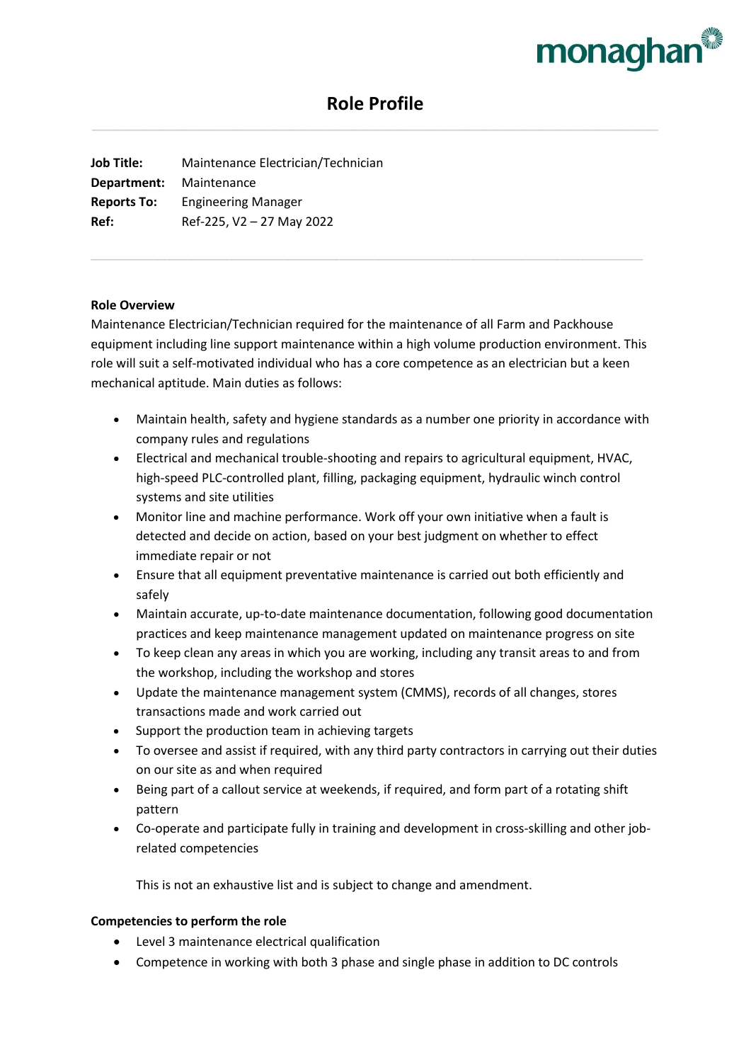monaghan

# Role Profile

**Job Title:** Maintenance Electrician/Technician
**Department:** Maintenance
**Reports To:** Engineering Manager
**Ref:** Ref-225, V2 – 27 May 2022

---

**Role Overview**

Maintenance Electrician/Technician required for the maintenance of all Farm and Packhouse equipment including line support maintenance within a high volume production environment. This role will suit a self-motivated individual who has a core competence as an electrician but a keen mechanical aptitude. Main duties as follows:

- Maintain health, safety and hygiene standards as a number one priority in accordance with company rules and regulations
- Electrical and mechanical trouble-shooting and repairs to agricultural equipment, HVAC, high-speed PLC-controlled plant, filling, packaging equipment, hydraulic winch control systems and site utilities
- Monitor line and machine performance. Work off your own initiative when a fault is detected and decide on action, based on your best judgment on whether to effect immediate repair or not
- Ensure that all equipment preventative maintenance is carried out both efficiently and safely
- Maintain accurate, up-to-date maintenance documentation, following good documentation practices and keep maintenance management updated on maintenance progress on site
- To keep clean any areas in which you are working, including any transit areas to and from the workshop, including the workshop and stores
- Update the maintenance management system (CMMS), records of all changes, stores transactions made and work carried out
- Support the production team in achieving targets
- To oversee and assist if required, with any third party contractors in carrying out their duties on our site as and when required
- Being part of a callout service at weekends, if required, and form part of a rotating shift pattern
- Co-operate and participate fully in training and development in cross-skilling and other job-related competencies

This is not an exhaustive list and is subject to change and amendment.

**Competencies to perform the role**

- Level 3 maintenance electrical qualification
- Competence in working with both 3 phase and single phase in addition to DC controls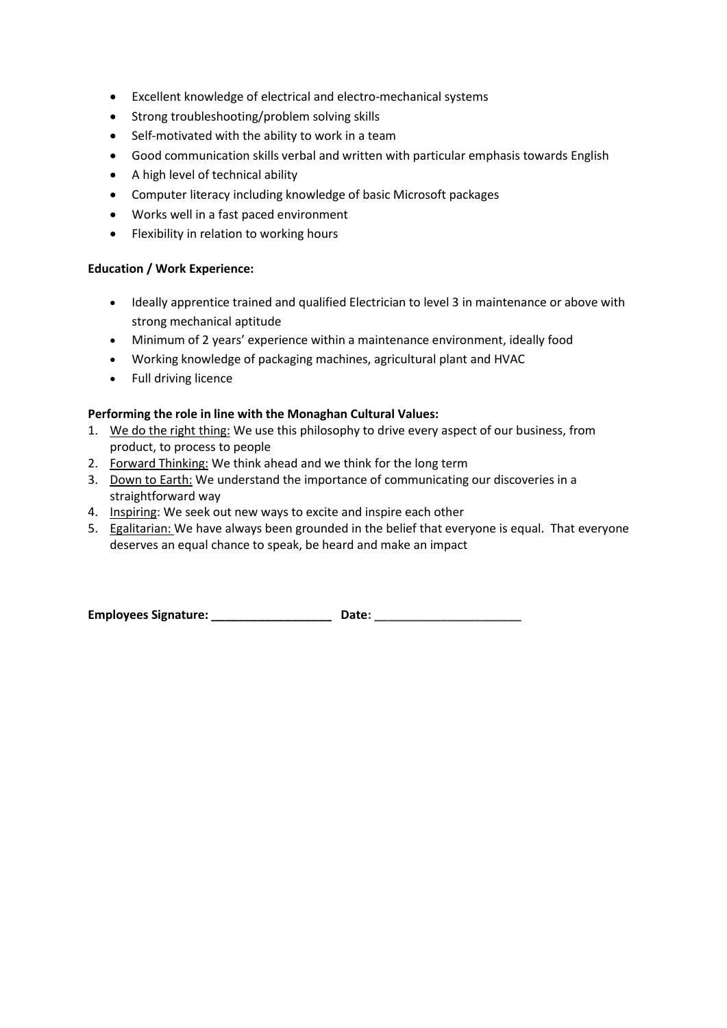- Excellent knowledge of electrical and electro-mechanical systems
- Strong troubleshooting/problem solving skills
- Self-motivated with the ability to work in a team
- Good communication skills verbal and written with particular emphasis towards English
- A high level of technical ability
- Computer literacy including knowledge of basic Microsoft packages
- Works well in a fast paced environment
- Flexibility in relation to working hours

**Education / Work Experience:**

- Ideally apprentice trained and qualified Electrician to level 3 in maintenance or above with strong mechanical aptitude
- Minimum of 2 years' experience within a maintenance environment, ideally food
- Working knowledge of packaging machines, agricultural plant and HVAC
- Full driving licence

**Performing the role in line with the Monaghan Cultural Values:**

1. <u>We do the right thing:</u> We use this philosophy to drive every aspect of our business, from product, to process to people
2. <u>Forward Thinking:</u> We think ahead and we think for the long term
3. <u>Down to Earth:</u> We understand the importance of communicating our discoveries in a straightforward way
4. <u>Inspiring</u>: We seek out new ways to excite and inspire each other
5. <u>Egalitarian:</u> We have always been grounded in the belief that everyone is equal. That everyone deserves an equal chance to speak, be heard and make an impact

**Employees Signature: __________________** **Date**: ______________________